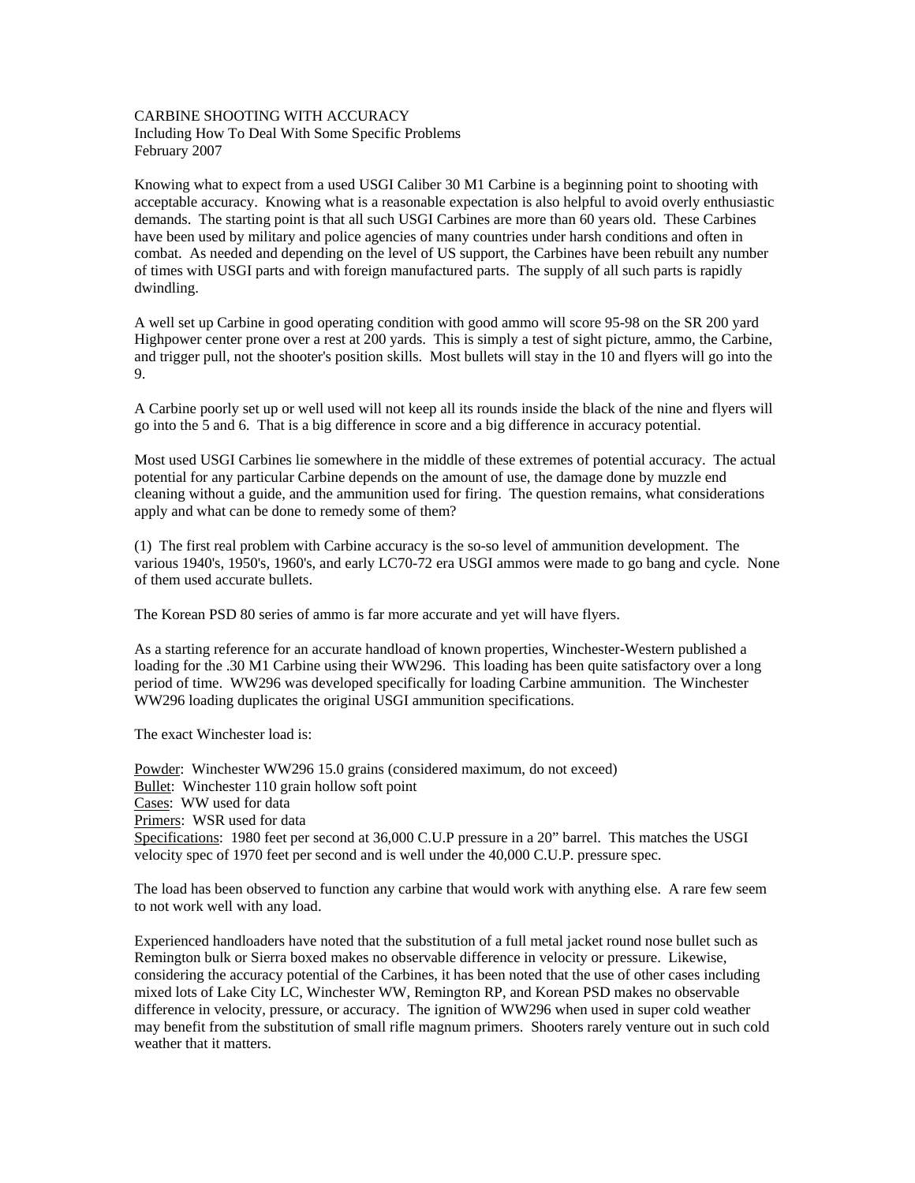# CARBINE SHOOTING WITH ACCURACY

Including How To Deal With Some Specific Problems
February 2007

Knowing what to expect from a used USGI Caliber 30 M1 Carbine is a beginning point to shooting with acceptable accuracy. Knowing what is a reasonable expectation is also helpful to avoid overly enthusiastic demands. The starting point is that all such USGI Carbines are more than 60 years old. These Carbines have been used by military and police agencies of many countries under harsh conditions and often in combat. As needed and depending on the level of US support, the Carbines have been rebuilt any number of times with USGI parts and with foreign manufactured parts. The supply of all such parts is rapidly dwindling.

A well set up Carbine in good operating condition with good ammo will score 95-98 on the SR 200 yard Highpower center prone over a rest at 200 yards. This is simply a test of sight picture, ammo, the Carbine, and trigger pull, not the shooter's position skills. Most bullets will stay in the 10 and flyers will go into the 9.

A Carbine poorly set up or well used will not keep all its rounds inside the black of the nine and flyers will go into the 5 and 6. That is a big difference in score and a big difference in accuracy potential.

Most used USGI Carbines lie somewhere in the middle of these extremes of potential accuracy. The actual potential for any particular Carbine depends on the amount of use, the damage done by muzzle end cleaning without a guide, and the ammunition used for firing. The question remains, what considerations apply and what can be done to remedy some of them?

(1) The first real problem with Carbine accuracy is the so-so level of ammunition development. The various 1940's, 1950's, 1960's, and early LC70-72 era USGI ammos were made to go bang and cycle. None of them used accurate bullets.

The Korean PSD 80 series of ammo is far more accurate and yet will have flyers.

As a starting reference for an accurate handload of known properties, Winchester-Western published a loading for the .30 M1 Carbine using their WW296. This loading has been quite satisfactory over a long period of time. WW296 was developed specifically for loading Carbine ammunition. The Winchester WW296 loading duplicates the original USGI ammunition specifications.

The exact Winchester load is:

<u>Powder</u>: Winchester WW296 15.0 grains (considered maximum, do not exceed)
<u>Bullet</u>: Winchester 110 grain hollow soft point
<u>Cases</u>: WW used for data
<u>Primers</u>: WSR used for data
<u>Specifications</u>: 1980 feet per second at 36,000 C.U.P pressure in a 20" barrel. This matches the USGI velocity spec of 1970 feet per second and is well under the 40,000 C.U.P. pressure spec.

The load has been observed to function any carbine that would work with anything else. A rare few seem to not work well with any load.

Experienced handloaders have noted that the substitution of a full metal jacket round nose bullet such as Remington bulk or Sierra boxed makes no observable difference in velocity or pressure. Likewise, considering the accuracy potential of the Carbines, it has been noted that the use of other cases including mixed lots of Lake City LC, Winchester WW, Remington RP, and Korean PSD makes no observable difference in velocity, pressure, or accuracy. The ignition of WW296 when used in super cold weather may benefit from the substitution of small rifle magnum primers. Shooters rarely venture out in such cold weather that it matters.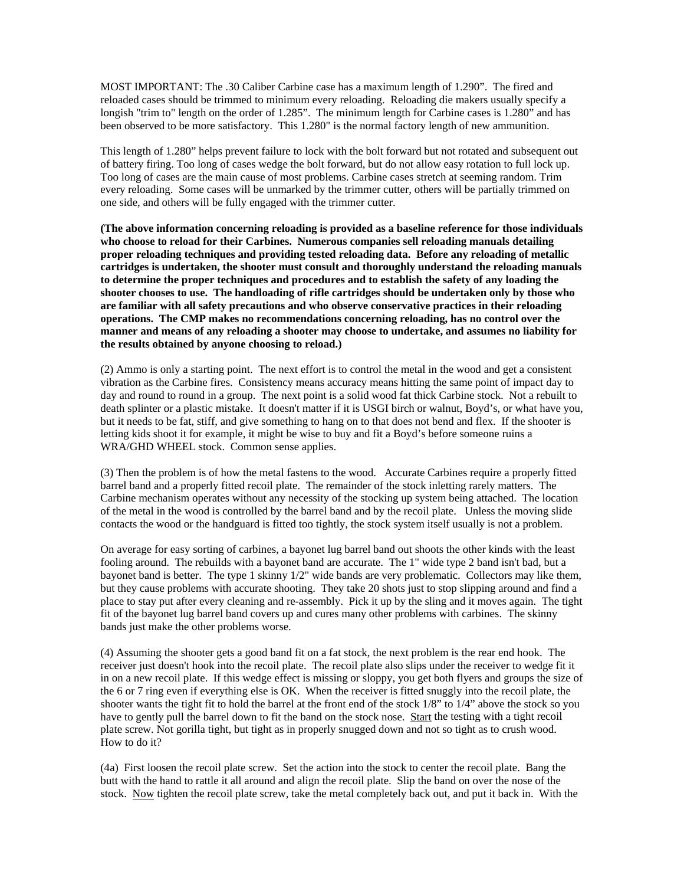MOST IMPORTANT: The .30 Caliber Carbine case has a maximum length of 1.290". The fired and reloaded cases should be trimmed to minimum every reloading. Reloading die makers usually specify a longish "trim to" length on the order of 1.285". The minimum length for Carbine cases is 1.280" and has been observed to be more satisfactory. This 1.280" is the normal factory length of new ammunition.

This length of 1.280" helps prevent failure to lock with the bolt forward but not rotated and subsequent out of battery firing. Too long of cases wedge the bolt forward, but do not allow easy rotation to full lock up. Too long of cases are the main cause of most problems. Carbine cases stretch at seeming random. Trim every reloading. Some cases will be unmarked by the trimmer cutter, others will be partially trimmed on one side, and others will be fully engaged with the trimmer cutter.

**(The above information concerning reloading is provided as a baseline reference for those individuals who choose to reload for their Carbines. Numerous companies sell reloading manuals detailing proper reloading techniques and providing tested reloading data. Before any reloading of metallic cartridges is undertaken, the shooter must consult and thoroughly understand the reloading manuals to determine the proper techniques and procedures and to establish the safety of any loading the shooter chooses to use. The handloading of rifle cartridges should be undertaken only by those who are familiar with all safety precautions and who observe conservative practices in their reloading operations. The CMP makes no recommendations concerning reloading, has no control over the manner and means of any reloading a shooter may choose to undertake, and assumes no liability for the results obtained by anyone choosing to reload.)**

(2) Ammo is only a starting point. The next effort is to control the metal in the wood and get a consistent vibration as the Carbine fires. Consistency means accuracy means hitting the same point of impact day to day and round to round in a group. The next point is a solid wood fat thick Carbine stock. Not a rebuilt to death splinter or a plastic mistake. It doesn't matter if it is USGI birch or walnut, Boyd's, or what have you, but it needs to be fat, stiff, and give something to hang on to that does not bend and flex. If the shooter is letting kids shoot it for example, it might be wise to buy and fit a Boyd's before someone ruins a WRA/GHD WHEEL stock. Common sense applies.

(3) Then the problem is of how the metal fastens to the wood. Accurate Carbines require a properly fitted barrel band and a properly fitted recoil plate. The remainder of the stock inletting rarely matters. The Carbine mechanism operates without any necessity of the stocking up system being attached. The location of the metal in the wood is controlled by the barrel band and by the recoil plate. Unless the moving slide contacts the wood or the handguard is fitted too tightly, the stock system itself usually is not a problem.

On average for easy sorting of carbines, a bayonet lug barrel band out shoots the other kinds with the least fooling around. The rebuilds with a bayonet band are accurate. The 1" wide type 2 band isn't bad, but a bayonet band is better. The type 1 skinny 1/2" wide bands are very problematic. Collectors may like them, but they cause problems with accurate shooting. They take 20 shots just to stop slipping around and find a place to stay put after every cleaning and re-assembly. Pick it up by the sling and it moves again. The tight fit of the bayonet lug barrel band covers up and cures many other problems with carbines. The skinny bands just make the other problems worse.

(4) Assuming the shooter gets a good band fit on a fat stock, the next problem is the rear end hook. The receiver just doesn't hook into the recoil plate. The recoil plate also slips under the receiver to wedge fit it in on a new recoil plate. If this wedge effect is missing or sloppy, you get both flyers and groups the size of the 6 or 7 ring even if everything else is OK. When the receiver is fitted snuggly into the recoil plate, the shooter wants the tight fit to hold the barrel at the front end of the stock 1/8" to 1/4" above the stock so you have to gently pull the barrel down to fit the band on the stock nose. <u>Start</u> the testing with a tight recoil plate screw. Not gorilla tight, but tight as in properly snugged down and not so tight as to crush wood. How to do it?

(4a) First loosen the recoil plate screw. Set the action into the stock to center the recoil plate. Bang the butt with the hand to rattle it all around and align the recoil plate. Slip the band on over the nose of the stock. <u>Now</u> tighten the recoil plate screw, take the metal completely back out, and put it back in. With the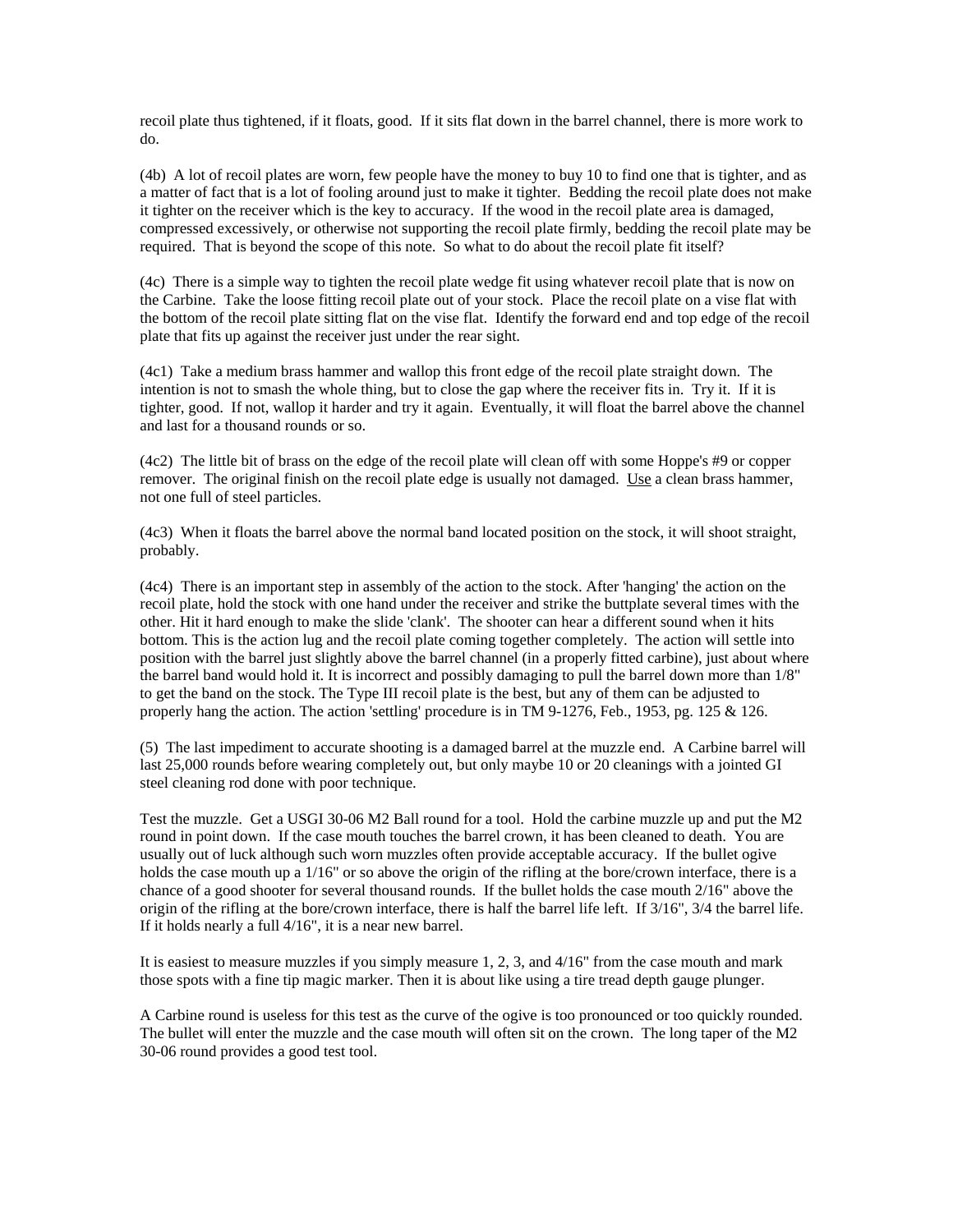recoil plate thus tightened, if it floats, good. If it sits flat down in the barrel channel, there is more work to do.

(4b) A lot of recoil plates are worn, few people have the money to buy 10 to find one that is tighter, and as a matter of fact that is a lot of fooling around just to make it tighter. Bedding the recoil plate does not make it tighter on the receiver which is the key to accuracy. If the wood in the recoil plate area is damaged, compressed excessively, or otherwise not supporting the recoil plate firmly, bedding the recoil plate may be required. That is beyond the scope of this note. So what to do about the recoil plate fit itself?

(4c) There is a simple way to tighten the recoil plate wedge fit using whatever recoil plate that is now on the Carbine. Take the loose fitting recoil plate out of your stock. Place the recoil plate on a vise flat with the bottom of the recoil plate sitting flat on the vise flat. Identify the forward end and top edge of the recoil plate that fits up against the receiver just under the rear sight.

(4c1) Take a medium brass hammer and wallop this front edge of the recoil plate straight down. The intention is not to smash the whole thing, but to close the gap where the receiver fits in. Try it. If it is tighter, good. If not, wallop it harder and try it again. Eventually, it will float the barrel above the channel and last for a thousand rounds or so.

(4c2) The little bit of brass on the edge of the recoil plate will clean off with some Hoppe's #9 or copper remover. The original finish on the recoil plate edge is usually not damaged. <u>Use</u> a clean brass hammer, not one full of steel particles.

(4c3) When it floats the barrel above the normal band located position on the stock, it will shoot straight, probably.

(4c4) There is an important step in assembly of the action to the stock. After 'hanging' the action on the recoil plate, hold the stock with one hand under the receiver and strike the buttplate several times with the other. Hit it hard enough to make the slide 'clank'. The shooter can hear a different sound when it hits bottom. This is the action lug and the recoil plate coming together completely. The action will settle into position with the barrel just slightly above the barrel channel (in a properly fitted carbine), just about where the barrel band would hold it. It is incorrect and possibly damaging to pull the barrel down more than 1/8" to get the band on the stock. The Type III recoil plate is the best, but any of them can be adjusted to properly hang the action. The action 'settling' procedure is in TM 9-1276, Feb., 1953, pg. 125 & 126.

(5) The last impediment to accurate shooting is a damaged barrel at the muzzle end. A Carbine barrel will last 25,000 rounds before wearing completely out, but only maybe 10 or 20 cleanings with a jointed GI steel cleaning rod done with poor technique.

Test the muzzle. Get a USGI 30-06 M2 Ball round for a tool. Hold the carbine muzzle up and put the M2 round in point down. If the case mouth touches the barrel crown, it has been cleaned to death. You are usually out of luck although such worn muzzles often provide acceptable accuracy. If the bullet ogive holds the case mouth up a 1/16" or so above the origin of the rifling at the bore/crown interface, there is a chance of a good shooter for several thousand rounds. If the bullet holds the case mouth 2/16" above the origin of the rifling at the bore/crown interface, there is half the barrel life left. If 3/16", 3/4 the barrel life. If it holds nearly a full 4/16", it is a near new barrel.

It is easiest to measure muzzles if you simply measure 1, 2, 3, and 4/16" from the case mouth and mark those spots with a fine tip magic marker. Then it is about like using a tire tread depth gauge plunger.

A Carbine round is useless for this test as the curve of the ogive is too pronounced or too quickly rounded. The bullet will enter the muzzle and the case mouth will often sit on the crown. The long taper of the M2 30-06 round provides a good test tool.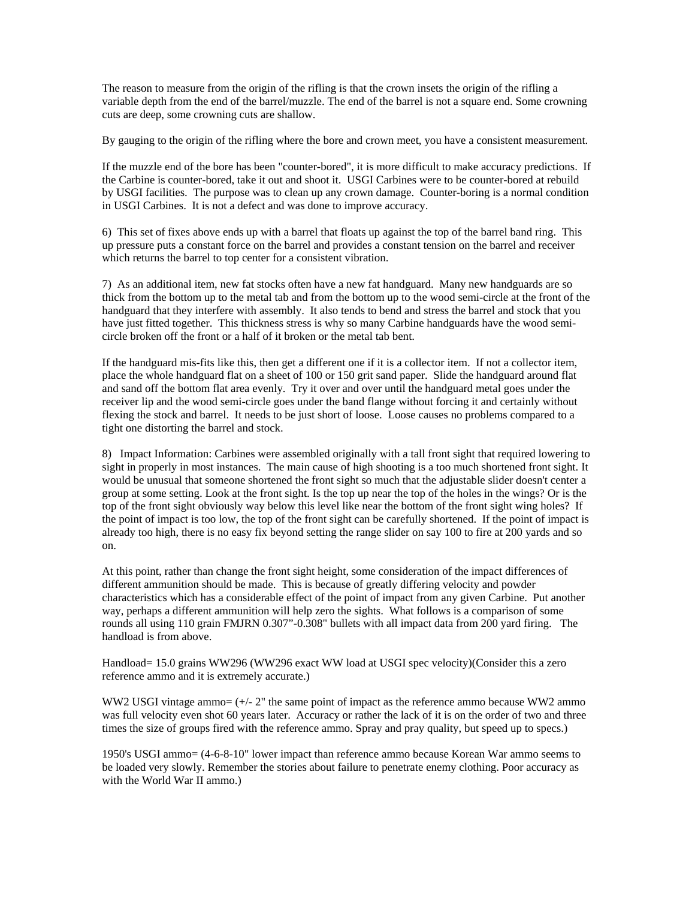The reason to measure from the origin of the rifling is that the crown insets the origin of the rifling a variable depth from the end of the barrel/muzzle. The end of the barrel is not a square end. Some crowning cuts are deep, some crowning cuts are shallow.

By gauging to the origin of the rifling where the bore and crown meet, you have a consistent measurement.

If the muzzle end of the bore has been "counter-bored", it is more difficult to make accuracy predictions. If the Carbine is counter-bored, take it out and shoot it. USGI Carbines were to be counter-bored at rebuild by USGI facilities. The purpose was to clean up any crown damage. Counter-boring is a normal condition in USGI Carbines. It is not a defect and was done to improve accuracy.

6) This set of fixes above ends up with a barrel that floats up against the top of the barrel band ring. This up pressure puts a constant force on the barrel and provides a constant tension on the barrel and receiver which returns the barrel to top center for a consistent vibration.

7) As an additional item, new fat stocks often have a new fat handguard. Many new handguards are so thick from the bottom up to the metal tab and from the bottom up to the wood semi-circle at the front of the handguard that they interfere with assembly. It also tends to bend and stress the barrel and stock that you have just fitted together. This thickness stress is why so many Carbine handguards have the wood semi-circle broken off the front or a half of it broken or the metal tab bent.

If the handguard mis-fits like this, then get a different one if it is a collector item. If not a collector item, place the whole handguard flat on a sheet of 100 or 150 grit sand paper. Slide the handguard around flat and sand off the bottom flat area evenly. Try it over and over until the handguard metal goes under the receiver lip and the wood semi-circle goes under the band flange without forcing it and certainly without flexing the stock and barrel. It needs to be just short of loose. Loose causes no problems compared to a tight one distorting the barrel and stock.

8) Impact Information: Carbines were assembled originally with a tall front sight that required lowering to sight in properly in most instances. The main cause of high shooting is a too much shortened front sight. It would be unusual that someone shortened the front sight so much that the adjustable slider doesn't center a group at some setting. Look at the front sight. Is the top up near the top of the holes in the wings? Or is the top of the front sight obviously way below this level like near the bottom of the front sight wing holes? If the point of impact is too low, the top of the front sight can be carefully shortened. If the point of impact is already too high, there is no easy fix beyond setting the range slider on say 100 to fire at 200 yards and so on.

At this point, rather than change the front sight height, some consideration of the impact differences of different ammunition should be made. This is because of greatly differing velocity and powder characteristics which has a considerable effect of the point of impact from any given Carbine. Put another way, perhaps a different ammunition will help zero the sights. What follows is a comparison of some rounds all using 110 grain FMJRN 0.307"-0.308" bullets with all impact data from 200 yard firing. The handload is from above.

Handload= 15.0 grains WW296 (WW296 exact WW load at USGI spec velocity)(Consider this a zero reference ammo and it is extremely accurate.)

WW2 USGI vintage ammo= (+/- 2" the same point of impact as the reference ammo because WW2 ammo was full velocity even shot 60 years later. Accuracy or rather the lack of it is on the order of two and three times the size of groups fired with the reference ammo. Spray and pray quality, but speed up to specs.)

1950's USGI ammo= (4-6-8-10" lower impact than reference ammo because Korean War ammo seems to be loaded very slowly. Remember the stories about failure to penetrate enemy clothing. Poor accuracy as with the World War II ammo.)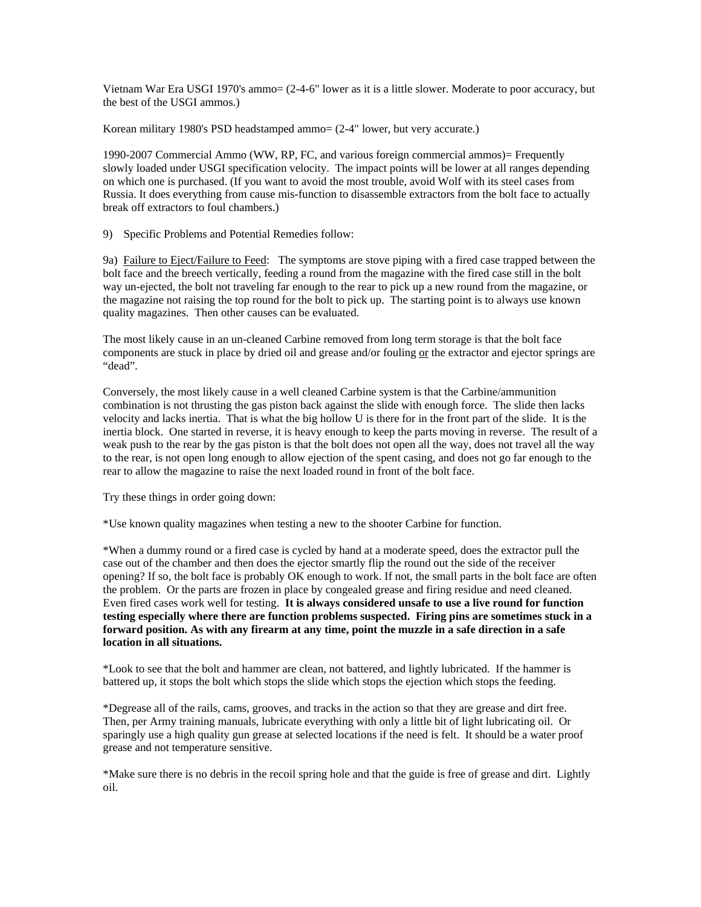Vietnam War Era USGI 1970's ammo= (2-4-6" lower as it is a little slower. Moderate to poor accuracy, but the best of the USGI ammos.)

Korean military 1980's PSD headstamped ammo= (2-4" lower, but very accurate.)

1990-2007 Commercial Ammo (WW, RP, FC, and various foreign commercial ammos)= Frequently slowly loaded under USGI specification velocity. The impact points will be lower at all ranges depending on which one is purchased. (If you want to avoid the most trouble, avoid Wolf with its steel cases from Russia. It does everything from cause mis-function to disassemble extractors from the bolt face to actually break off extractors to foul chambers.)

9) Specific Problems and Potential Remedies follow:

9a) Failure to Eject/Failure to Feed: The symptoms are stove piping with a fired case trapped between the bolt face and the breech vertically, feeding a round from the magazine with the fired case still in the bolt way un-ejected, the bolt not traveling far enough to the rear to pick up a new round from the magazine, or the magazine not raising the top round for the bolt to pick up. The starting point is to always use known quality magazines. Then other causes can be evaluated.

The most likely cause in an un-cleaned Carbine removed from long term storage is that the bolt face components are stuck in place by dried oil and grease and/or fouling or the extractor and ejector springs are "dead".

Conversely, the most likely cause in a well cleaned Carbine system is that the Carbine/ammunition combination is not thrusting the gas piston back against the slide with enough force. The slide then lacks velocity and lacks inertia. That is what the big hollow U is there for in the front part of the slide. It is the inertia block. One started in reverse, it is heavy enough to keep the parts moving in reverse. The result of a weak push to the rear by the gas piston is that the bolt does not open all the way, does not travel all the way to the rear, is not open long enough to allow ejection of the spent casing, and does not go far enough to the rear to allow the magazine to raise the next loaded round in front of the bolt face.

Try these things in order going down:

*Use known quality magazines when testing a new to the shooter Carbine for function.

*When a dummy round or a fired case is cycled by hand at a moderate speed, does the extractor pull the case out of the chamber and then does the ejector smartly flip the round out the side of the receiver opening? If so, the bolt face is probably OK enough to work. If not, the small parts in the bolt face are often the problem. Or the parts are frozen in place by congealed grease and firing residue and need cleaned. Even fired cases work well for testing. **It is always considered unsafe to use a live round for function testing especially where there are function problems suspected. Firing pins are sometimes stuck in a forward position. As with any firearm at any time, point the muzzle in a safe direction in a safe location in all situations.**

*Look to see that the bolt and hammer are clean, not battered, and lightly lubricated. If the hammer is battered up, it stops the bolt which stops the slide which stops the ejection which stops the feeding.

*Degrease all of the rails, cams, grooves, and tracks in the action so that they are grease and dirt free. Then, per Army training manuals, lubricate everything with only a little bit of light lubricating oil. Or sparingly use a high quality gun grease at selected locations if the need is felt. It should be a water proof grease and not temperature sensitive.

*Make sure there is no debris in the recoil spring hole and that the guide is free of grease and dirt. Lightly oil.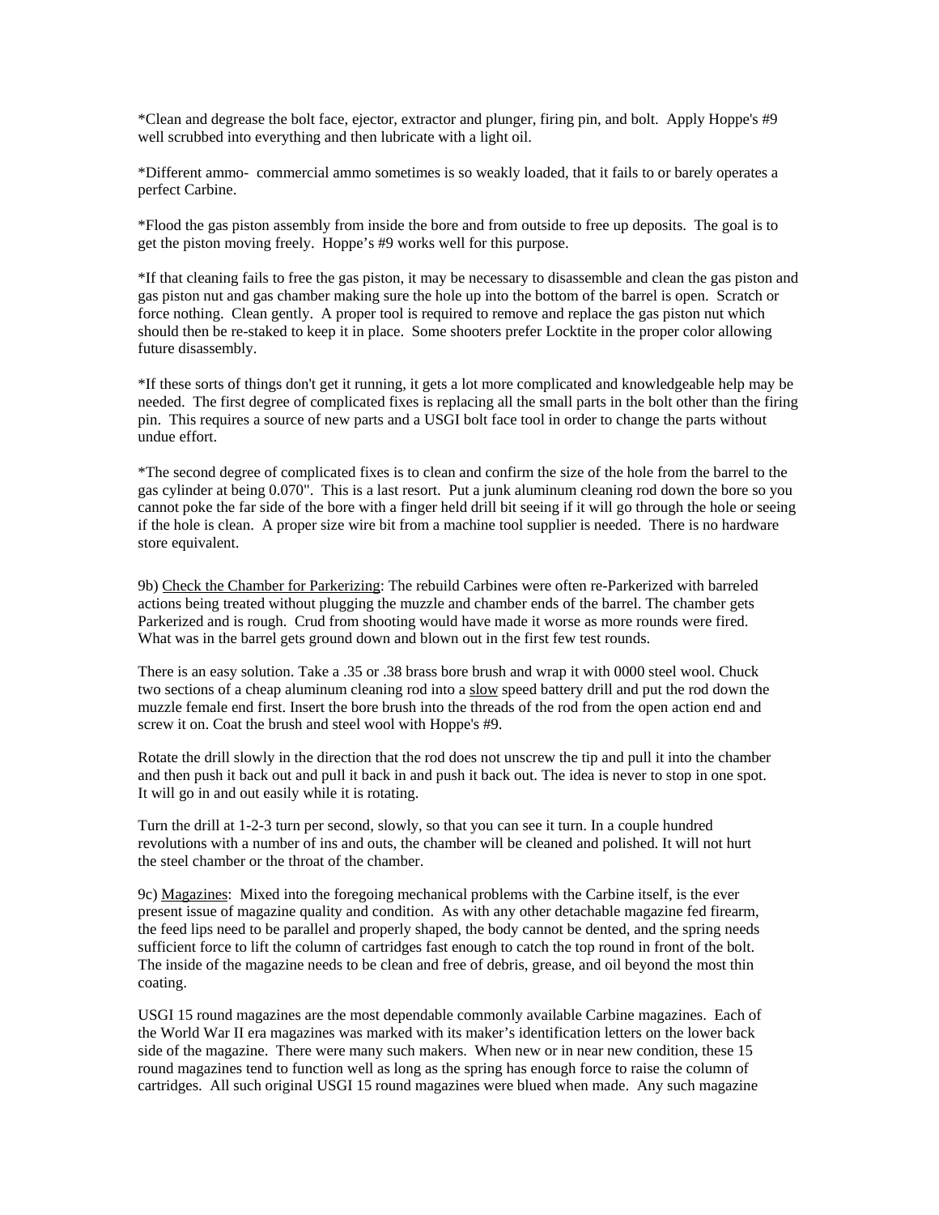*Clean and degrease the bolt face, ejector, extractor and plunger, firing pin, and bolt. Apply Hoppe's #9 well scrubbed into everything and then lubricate with a light oil.

*Different ammo- commercial ammo sometimes is so weakly loaded, that it fails to or barely operates a perfect Carbine.

*Flood the gas piston assembly from inside the bore and from outside to free up deposits. The goal is to get the piston moving freely. Hoppe's #9 works well for this purpose.

*If that cleaning fails to free the gas piston, it may be necessary to disassemble and clean the gas piston and gas piston nut and gas chamber making sure the hole up into the bottom of the barrel is open. Scratch or force nothing. Clean gently. A proper tool is required to remove and replace the gas piston nut which should then be re-staked to keep it in place. Some shooters prefer Locktite in the proper color allowing future disassembly.

*If these sorts of things don't get it running, it gets a lot more complicated and knowledgeable help may be needed. The first degree of complicated fixes is replacing all the small parts in the bolt other than the firing pin. This requires a source of new parts and a USGI bolt face tool in order to change the parts without undue effort.

*The second degree of complicated fixes is to clean and confirm the size of the hole from the barrel to the gas cylinder at being 0.070". This is a last resort. Put a junk aluminum cleaning rod down the bore so you cannot poke the far side of the bore with a finger held drill bit seeing if it will go through the hole or seeing if the hole is clean. A proper size wire bit from a machine tool supplier is needed. There is no hardware store equivalent.

9b) <u>Check the Chamber for Parkerizing</u>: The rebuild Carbines were often re-Parkerized with barreled actions being treated without plugging the muzzle and chamber ends of the barrel. The chamber gets Parkerized and is rough. Crud from shooting would have made it worse as more rounds were fired. What was in the barrel gets ground down and blown out in the first few test rounds.

There is an easy solution. Take a .35 or .38 brass bore brush and wrap it with 0000 steel wool. Chuck two sections of a cheap aluminum cleaning rod into a <u>slow</u> speed battery drill and put the rod down the muzzle female end first. Insert the bore brush into the threads of the rod from the open action end and screw it on. Coat the brush and steel wool with Hoppe's #9.

Rotate the drill slowly in the direction that the rod does not unscrew the tip and pull it into the chamber and then push it back out and pull it back in and push it back out. The idea is never to stop in one spot. It will go in and out easily while it is rotating.

Turn the drill at 1-2-3 turn per second, slowly, so that you can see it turn. In a couple hundred revolutions with a number of ins and outs, the chamber will be cleaned and polished. It will not hurt the steel chamber or the throat of the chamber.

9c) <u>Magazines</u>: Mixed into the foregoing mechanical problems with the Carbine itself, is the ever present issue of magazine quality and condition. As with any other detachable magazine fed firearm, the feed lips need to be parallel and properly shaped, the body cannot be dented, and the spring needs sufficient force to lift the column of cartridges fast enough to catch the top round in front of the bolt. The inside of the magazine needs to be clean and free of debris, grease, and oil beyond the most thin coating.

USGI 15 round magazines are the most dependable commonly available Carbine magazines. Each of the World War II era magazines was marked with its maker's identification letters on the lower back side of the magazine. There were many such makers. When new or in near new condition, these 15 round magazines tend to function well as long as the spring has enough force to raise the column of cartridges. All such original USGI 15 round magazines were blued when made. Any such magazine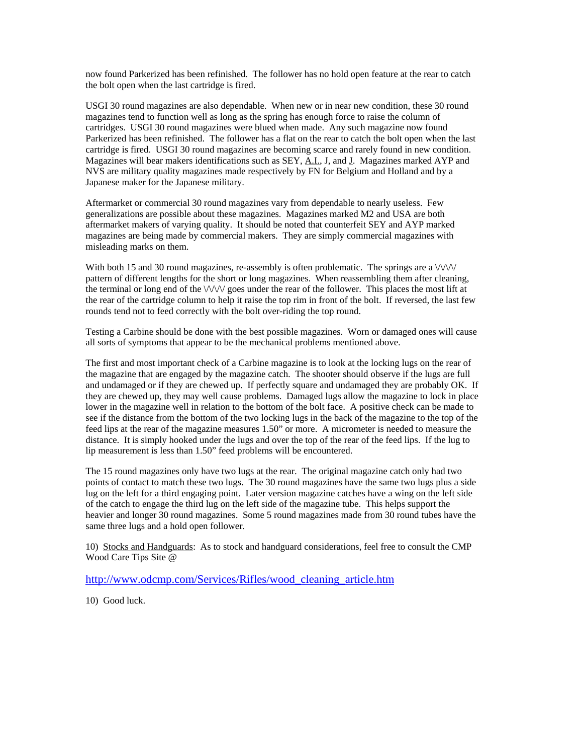now found Parkerized has been refinished. The follower has no hold open feature at the rear to catch the bolt open when the last cartridge is fired.

USGI 30 round magazines are also dependable. When new or in near new condition, these 30 round magazines tend to function well as long as the spring has enough force to raise the column of cartridges. USGI 30 round magazines were blued when made. Any such magazine now found Parkerized has been refinished. The follower has a flat on the rear to catch the bolt open when the last cartridge is fired. USGI 30 round magazines are becoming scarce and rarely found in new condition. Magazines will bear makers identifications such as SEY, <u>A.I.</u>, J, and <u>J</u>. Magazines marked AYP and NVS are military quality magazines made respectively by FN for Belgium and Holland and by a Japanese maker for the Japanese military.

Aftermarket or commercial 30 round magazines vary from dependable to nearly useless. Few generalizations are possible about these magazines. Magazines marked M2 and USA are both aftermarket makers of varying quality. It should be noted that counterfeit SEY and AYP marked magazines are being made by commercial makers. They are simply commercial magazines with misleading marks on them.

With both 15 and 30 round magazines, re-assembly is often problematic. The springs are a \/\/\/\/ pattern of different lengths for the short or long magazines. When reassembling them after cleaning, the terminal or long end of the \/\/\/\/ goes under the rear of the follower. This places the most lift at the rear of the cartridge column to help it raise the top rim in front of the bolt. If reversed, the last few rounds tend not to feed correctly with the bolt over-riding the top round.

Testing a Carbine should be done with the best possible magazines. Worn or damaged ones will cause all sorts of symptoms that appear to be the mechanical problems mentioned above.

The first and most important check of a Carbine magazine is to look at the locking lugs on the rear of the magazine that are engaged by the magazine catch. The shooter should observe if the lugs are full and undamaged or if they are chewed up. If perfectly square and undamaged they are probably OK. If they are chewed up, they may well cause problems. Damaged lugs allow the magazine to lock in place lower in the magazine well in relation to the bottom of the bolt face. A positive check can be made to see if the distance from the bottom of the two locking lugs in the back of the magazine to the top of the feed lips at the rear of the magazine measures 1.50" or more. A micrometer is needed to measure the distance. It is simply hooked under the lugs and over the top of the rear of the feed lips. If the lug to lip measurement is less than 1.50" feed problems will be encountered.

The 15 round magazines only have two lugs at the rear. The original magazine catch only had two points of contact to match these two lugs. The 30 round magazines have the same two lugs plus a side lug on the left for a third engaging point. Later version magazine catches have a wing on the left side of the catch to engage the third lug on the left side of the magazine tube. This helps support the heavier and longer 30 round magazines. Some 5 round magazines made from 30 round tubes have the same three lugs and a hold open follower.

10) <u>Stocks and Handguards</u>: As to stock and handguard considerations, feel free to consult the CMP Wood Care Tips Site @

http://www.odcmp.com/Services/Rifles/wood_cleaning_article.htm

10) Good luck.